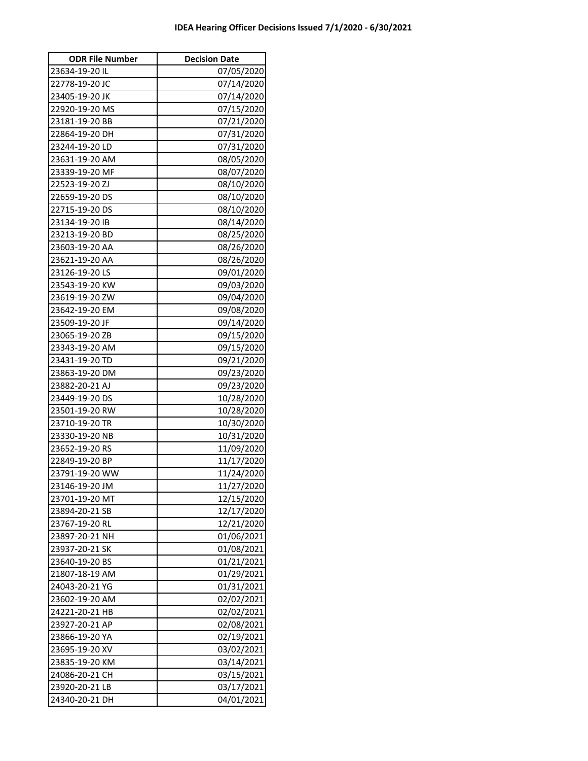# IDEA Hearing Officer Decisions Issued 7/1/2020 - 6/30/2021

| ODR File Number | Decision Date |
|---|---|
| 23634-19-20 IL | 07/05/2020 |
| 22778-19-20 JC | 07/14/2020 |
| 23405-19-20 JK | 07/14/2020 |
| 22920-19-20 MS | 07/15/2020 |
| 23181-19-20 BB | 07/21/2020 |
| 22864-19-20 DH | 07/31/2020 |
| 23244-19-20 LD | 07/31/2020 |
| 23631-19-20 AM | 08/05/2020 |
| 23339-19-20 MF | 08/07/2020 |
| 22523-19-20 ZJ | 08/10/2020 |
| 22659-19-20 DS | 08/10/2020 |
| 22715-19-20 DS | 08/10/2020 |
| 23134-19-20 IB | 08/14/2020 |
| 23213-19-20 BD | 08/25/2020 |
| 23603-19-20 AA | 08/26/2020 |
| 23621-19-20 AA | 08/26/2020 |
| 23126-19-20 LS | 09/01/2020 |
| 23543-19-20 KW | 09/03/2020 |
| 23619-19-20 ZW | 09/04/2020 |
| 23642-19-20 EM | 09/08/2020 |
| 23509-19-20 JF | 09/14/2020 |
| 23065-19-20 ZB | 09/15/2020 |
| 23343-19-20 AM | 09/15/2020 |
| 23431-19-20 TD | 09/21/2020 |
| 23863-19-20 DM | 09/23/2020 |
| 23882-20-21 AJ | 09/23/2020 |
| 23449-19-20 DS | 10/28/2020 |
| 23501-19-20 RW | 10/28/2020 |
| 23710-19-20 TR | 10/30/2020 |
| 23330-19-20 NB | 10/31/2020 |
| 23652-19-20 RS | 11/09/2020 |
| 22849-19-20 BP | 11/17/2020 |
| 23791-19-20 WW | 11/24/2020 |
| 23146-19-20 JM | 11/27/2020 |
| 23701-19-20 MT | 12/15/2020 |
| 23894-20-21 SB | 12/17/2020 |
| 23767-19-20 RL | 12/21/2020 |
| 23897-20-21 NH | 01/06/2021 |
| 23937-20-21 SK | 01/08/2021 |
| 23640-19-20 BS | 01/21/2021 |
| 21807-18-19 AM | 01/29/2021 |
| 24043-20-21 YG | 01/31/2021 |
| 23602-19-20 AM | 02/02/2021 |
| 24221-20-21 HB | 02/02/2021 |
| 23927-20-21 AP | 02/08/2021 |
| 23866-19-20 YA | 02/19/2021 |
| 23695-19-20 XV | 03/02/2021 |
| 23835-19-20 KM | 03/14/2021 |
| 24086-20-21 CH | 03/15/2021 |
| 23920-20-21 LB | 03/17/2021 |
| 24340-20-21 DH | 04/01/2021 |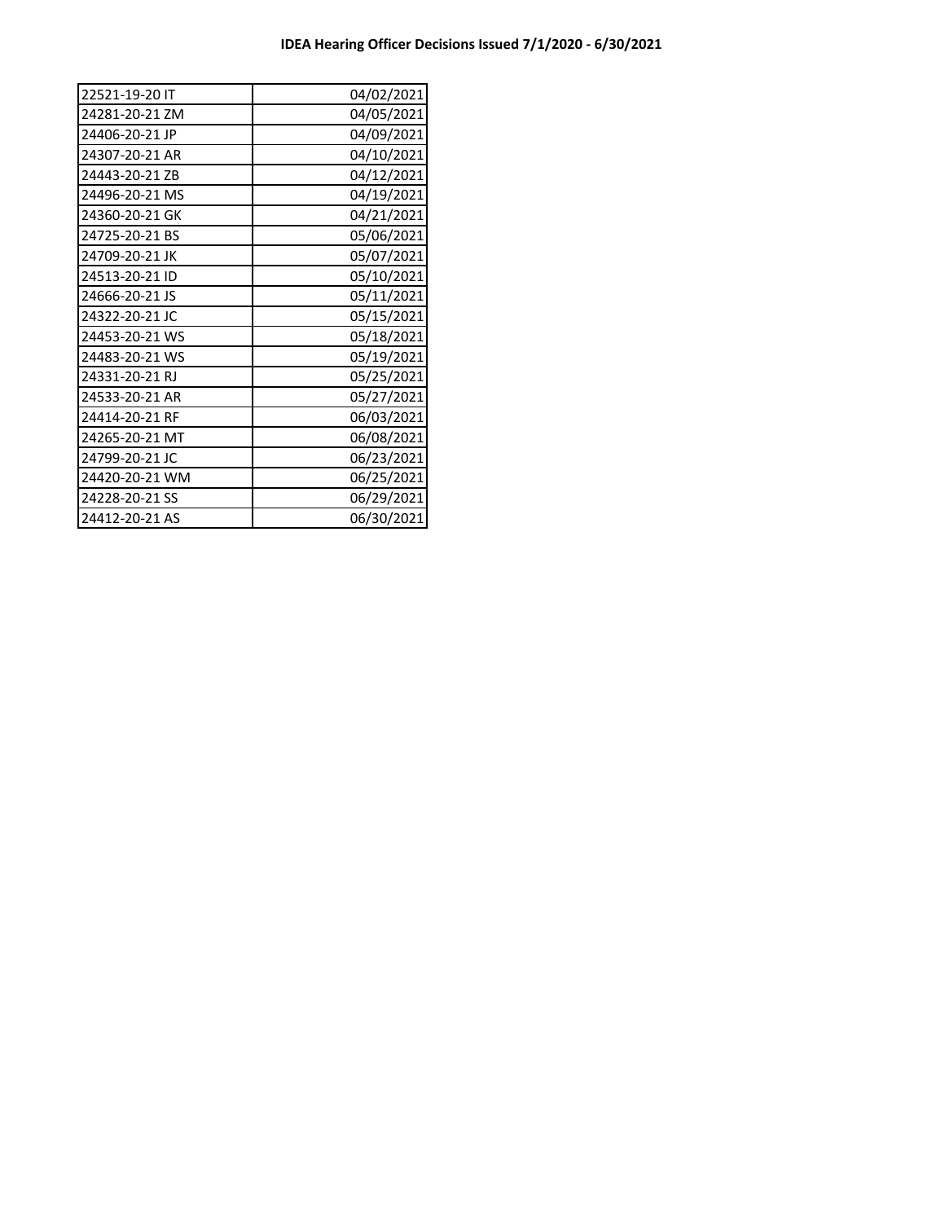# IDEA Hearing Officer Decisions Issued 7/1/2020 - 6/30/2021

| | |
|---|---|
| 22521-19-20 IT | 04/02/2021 |
| 24281-20-21 ZM | 04/05/2021 |
| 24406-20-21 JP | 04/09/2021 |
| 24307-20-21 AR | 04/10/2021 |
| 24443-20-21 ZB | 04/12/2021 |
| 24496-20-21 MS | 04/19/2021 |
| 24360-20-21 GK | 04/21/2021 |
| 24725-20-21 BS | 05/06/2021 |
| 24709-20-21 JK | 05/07/2021 |
| 24513-20-21 ID | 05/10/2021 |
| 24666-20-21 JS | 05/11/2021 |
| 24322-20-21 JC | 05/15/2021 |
| 24453-20-21 WS | 05/18/2021 |
| 24483-20-21 WS | 05/19/2021 |
| 24331-20-21 RJ | 05/25/2021 |
| 24533-20-21 AR | 05/27/2021 |
| 24414-20-21 RF | 06/03/2021 |
| 24265-20-21 MT | 06/08/2021 |
| 24799-20-21 JC | 06/23/2021 |
| 24420-20-21 WM | 06/25/2021 |
| 24228-20-21 SS | 06/29/2021 |
| 24412-20-21 AS | 06/30/2021 |